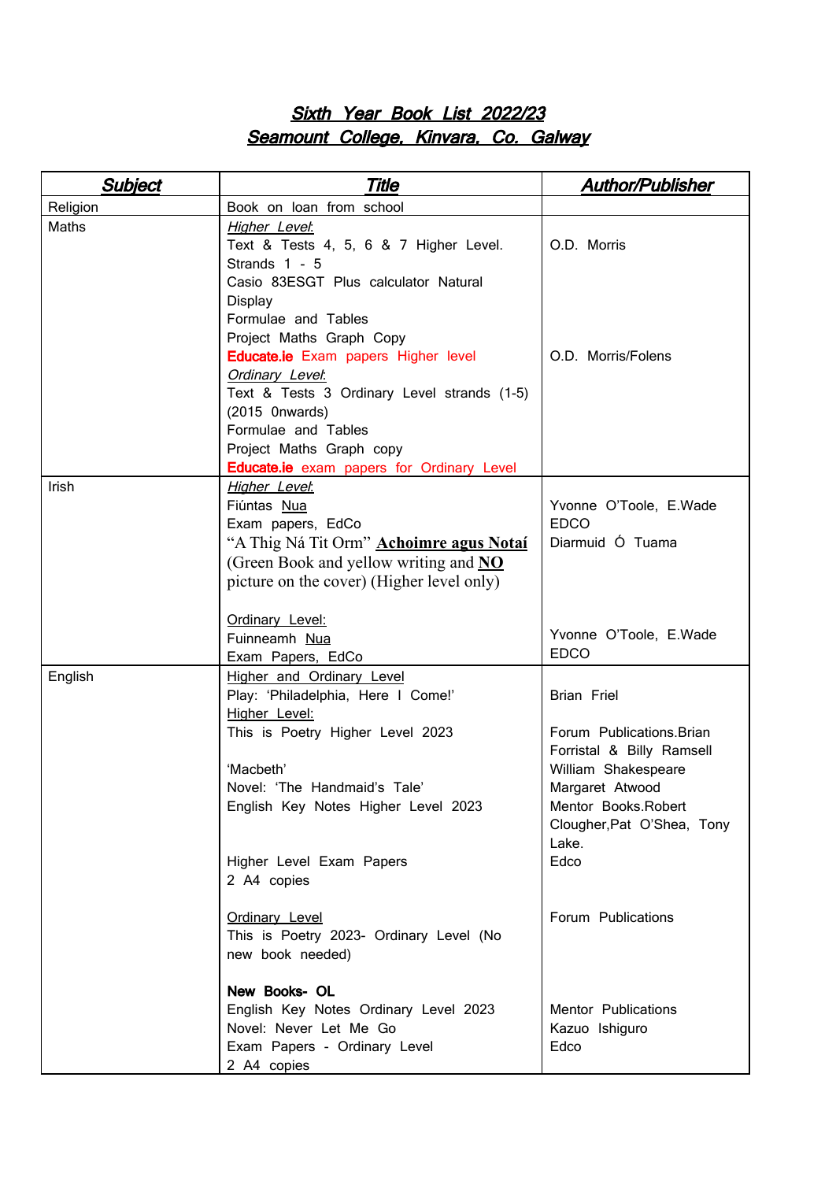# Sixth Year Book List 2022/23
## Seamount College, Kinvara, Co. Galway

| Subject | Title | Author/Publisher |
|---|---|---|
| Religion | Book on loan from school | |
| Maths | *Higher Level*:<br>Text & Tests 4, 5, 6 & 7 Higher Level. Strands 1 - 5<br>Casio 83ESGT Plus calculator Natural Display<br>Formulae and Tables<br>Project Maths Graph Copy<br>**Educate.ie** Exam papers Higher level<br>*Ordinary Level*:<br>Text & Tests 3 Ordinary Level strands (1-5) (2015 0nwards)<br>Formulae and Tables<br>Project Maths Graph copy<br>**Educate.ie** exam papers for Ordinary Level | O.D. Morris<br><br><br><br><br><br>O.D. Morris/Folens |
| Irish | *Higher Level*:<br>Fiúntas Nua<br>Exam papers, EdCo<br>"A Thig Ná Tit Orm" **Achoimre agus Notaí** (Green Book and yellow writing and **NO** picture on the cover) (Higher level only)<br><br>Ordinary Level:<br>Fuinneamh Nua<br>Exam Papers, EdCo | Yvonne O'Toole, E.Wade<br>EDCO<br>Diarmuid Ó Tuama<br><br><br><br>Yvonne O'Toole, E.Wade<br>EDCO |
| English | Higher and Ordinary Level<br>Play: 'Philadelphia, Here I Come!'<br>Higher Level:<br>This is Poetry Higher Level 2023<br><br>'Macbeth'<br>Novel: 'The Handmaid's Tale'<br>English Key Notes Higher Level 2023<br><br>Higher Level Exam Papers<br>2 A4 copies<br><br>Ordinary Level<br>This is Poetry 2023- Ordinary Level (No new book needed)<br><br>**New Books- OL**<br>English Key Notes Ordinary Level 2023<br>Novel: Never Let Me Go<br>Exam Papers - Ordinary Level<br>2 A4 copies | Brian Friel<br><br>Forum Publications.Brian Forristal & Billy Ramsell<br>William Shakespeare<br>Margaret Atwood<br>Mentor Books.Robert Clougher,Pat O'Shea, Tony Lake.<br>Edco<br><br>Forum Publications<br><br><br>Mentor Publications<br>Kazuo Ishiguro<br>Edco |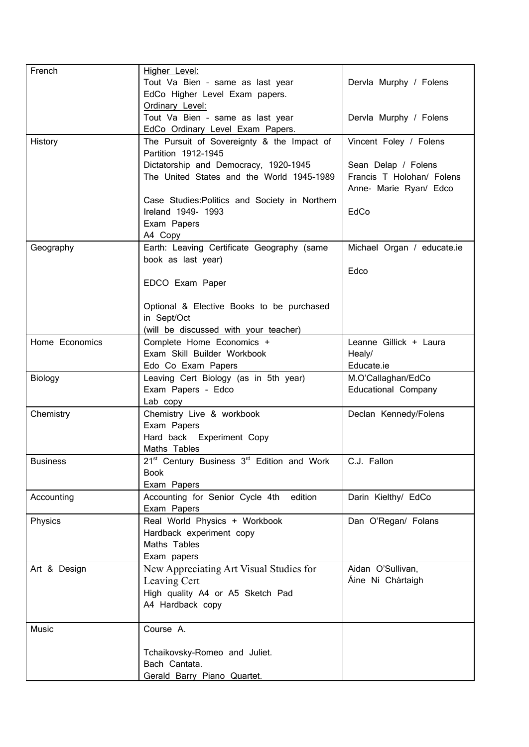| French | Higher Level:<br>Tout Va Bien - same as last year<br>EdCo Higher Level Exam papers.<br>Ordinary Level:<br>Tout Va Bien - same as last year<br>EdCo Ordinary Level Exam Papers. | Dervla Murphy / Folens<br><br><br>Dervla Murphy / Folens |
|---|---|---|
| History | The Pursuit of Sovereignty & the Impact of Partition 1912-1945<br>Dictatorship and Democracy, 1920-1945<br>The United States and the World 1945-1989<br><br>Case Studies:Politics and Society in Northern Ireland 1949- 1993<br>Exam Papers<br>A4 Copy | Vincent Foley / Folens<br><br>Sean Delap / Folens<br>Francis T Holohan/ Folens<br>Anne- Marie Ryan/ Edco<br><br>EdCo |
| Geography | Earth: Leaving Certificate Geography (same book as last year)<br><br>EDCO Exam Paper<br><br>Optional & Elective Books to be purchased in Sept/Oct<br>(will be discussed with your teacher) | Michael Organ / educate.ie<br><br>Edco |
| Home Economics | Complete Home Economics +<br>Exam Skill Builder Workbook<br>Edo Co Exam Papers | Leanne Gillick + Laura Healy/<br>Educate.ie |
| Biology | Leaving Cert Biology (as in 5th year)<br>Exam Papers - Edco<br>Lab copy | M.O'Callaghan/EdCo<br>Educational Company |
| Chemistry | Chemistry Live & workbook<br>Exam Papers<br>Hard back Experiment Copy<br>Maths Tables | Declan Kennedy/Folens |
| Business | 21st Century Business 3rd Edition and Work Book<br>Exam Papers | C.J. Fallon |
| Accounting | Accounting for Senior Cycle 4th edition<br>Exam Papers | Darin Kielthy/ EdCo |
| Physics | Real World Physics + Workbook<br>Hardback experiment copy<br>Maths Tables<br>Exam papers | Dan O'Regan/ Folans |
| Art & Design | New Appreciating Art Visual Studies for Leaving Cert<br>High quality A4 or A5 Sketch Pad<br>A4 Hardback copy | Aidan O'Sullivan,<br>Áine Ní Chártaigh |
| Music | Course A.<br><br>Tchaikovsky-Romeo and Juliet.<br>Bach Cantata.<br>Gerald Barry Piano Quartet. | |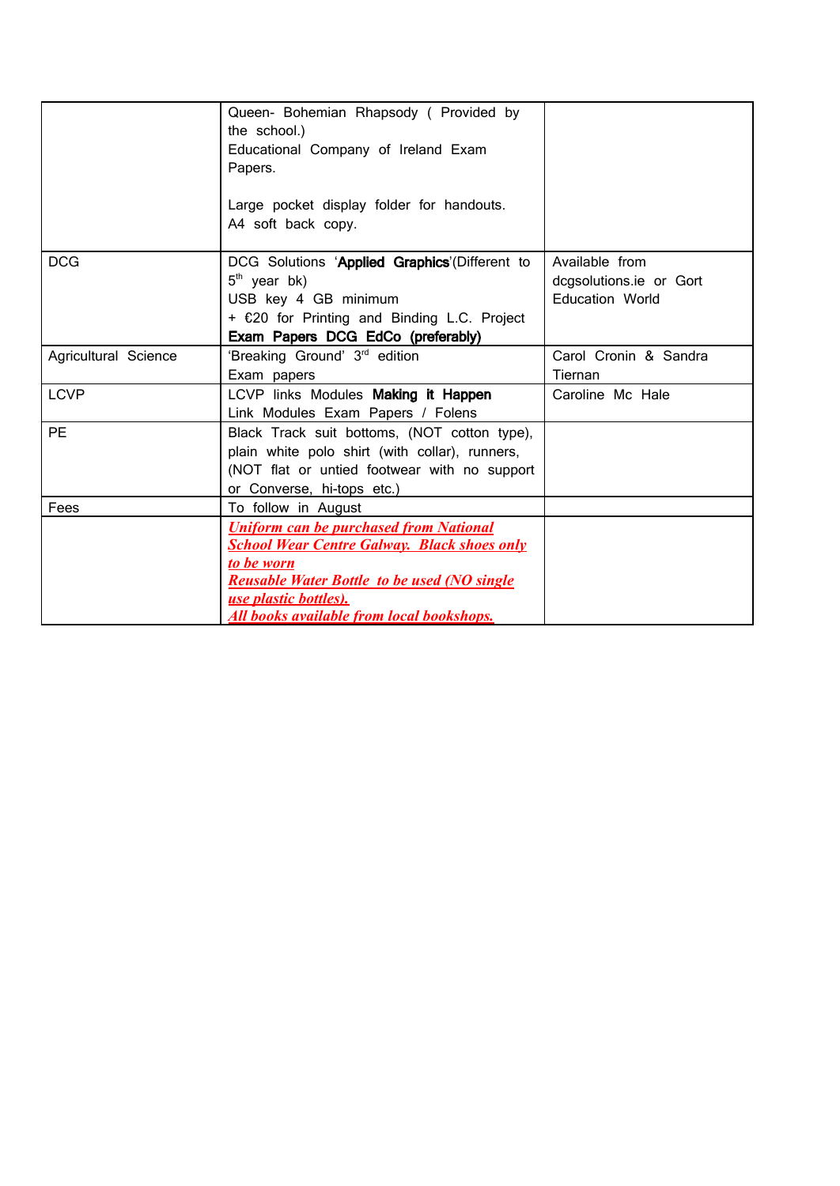| | | |
|---|---|---|
| | Queen- Bohemian Rhapsody ( Provided by the school.)<br>Educational Company of Ireland Exam Papers.<br><br>Large pocket display folder for handouts.<br>A4 soft back copy. | |
| DCG | DCG Solutions '**Applied Graphics**'(Different to 5th year bk)<br>USB key 4 GB minimum<br>+ €20 for Printing and Binding L.C. Project<br>**Exam Papers DCG EdCo (preferably)** | Available from dcgsolutions.ie or Gort Education World |
| Agricultural Science | 'Breaking Ground' 3rd edition<br>Exam papers | Carol Cronin & Sandra Tiernan |
| LCVP | LCVP links Modules **Making it Happen**<br>Link Modules Exam Papers / Folens | Caroline Mc Hale |
| PE | Black Track suit bottoms, (NOT cotton type), plain white polo shirt (with collar), runners, (NOT flat or untied footwear with no support or Converse, hi-tops etc.) | |
| Fees | To follow in August | |
| | ***Uniform can be purchased from National School Wear Centre Galway. Black shoes only to be worn***<br>***Reusable Water Bottle to be used (NO single use plastic bottles).***<br>***All books available from local bookshops.*** | |